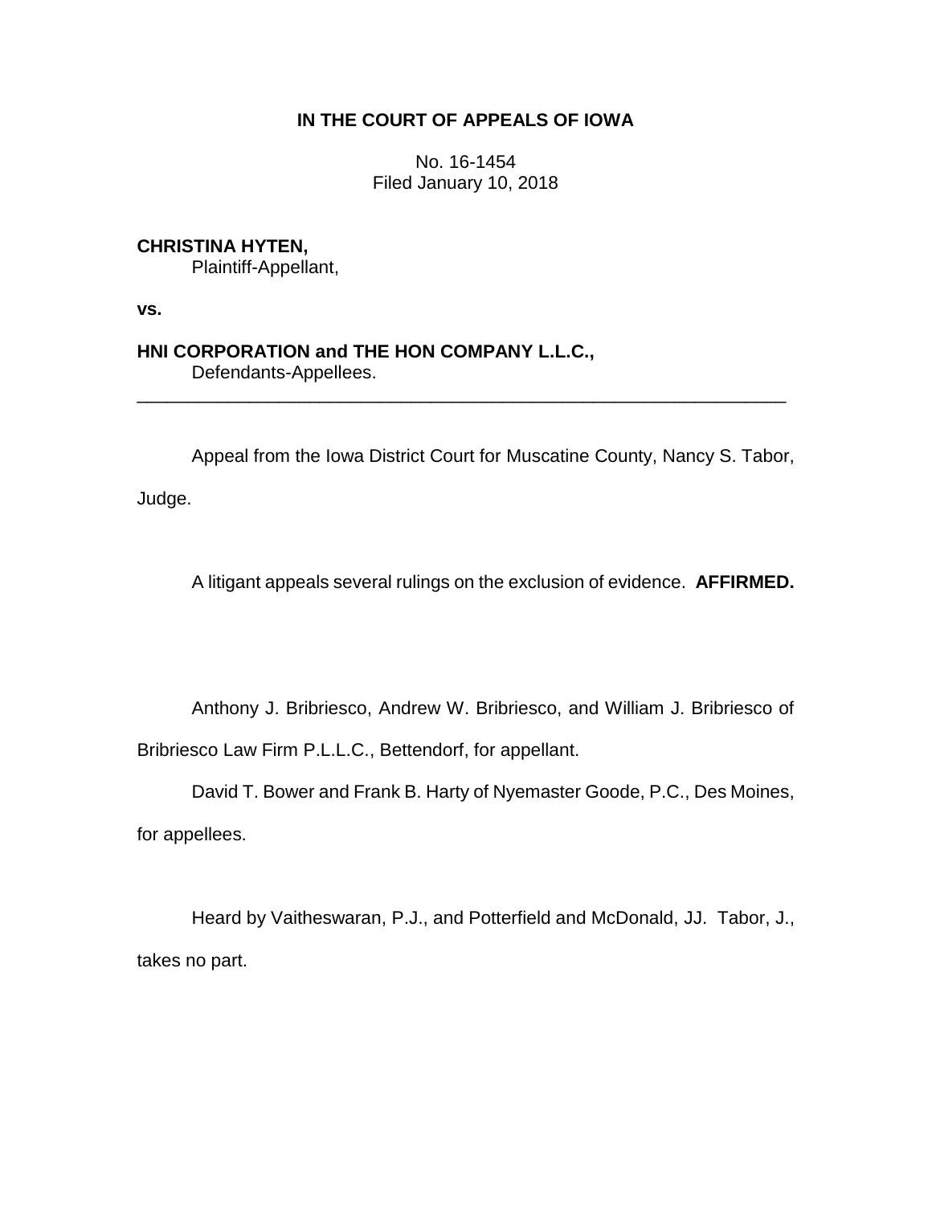# IN THE COURT OF APPEALS OF IOWA

No. 16-1454
Filed January 10, 2018

**CHRISTINA HYTEN,**
Plaintiff-Appellant,

**vs.**

**HNI CORPORATION and THE HON COMPANY L.L.C.,**
Defendants-Appellees.

---

Appeal from the Iowa District Court for Muscatine County, Nancy S. Tabor, Judge.

A litigant appeals several rulings on the exclusion of evidence. **AFFIRMED.**

Anthony J. Bribriesco, Andrew W. Bribriesco, and William J. Bribriesco of Bribriesco Law Firm P.L.L.C., Bettendorf, for appellant.

David T. Bower and Frank B. Harty of Nyemaster Goode, P.C., Des Moines, for appellees.

Heard by Vaitheswaran, P.J., and Potterfield and McDonald, JJ. Tabor, J., takes no part.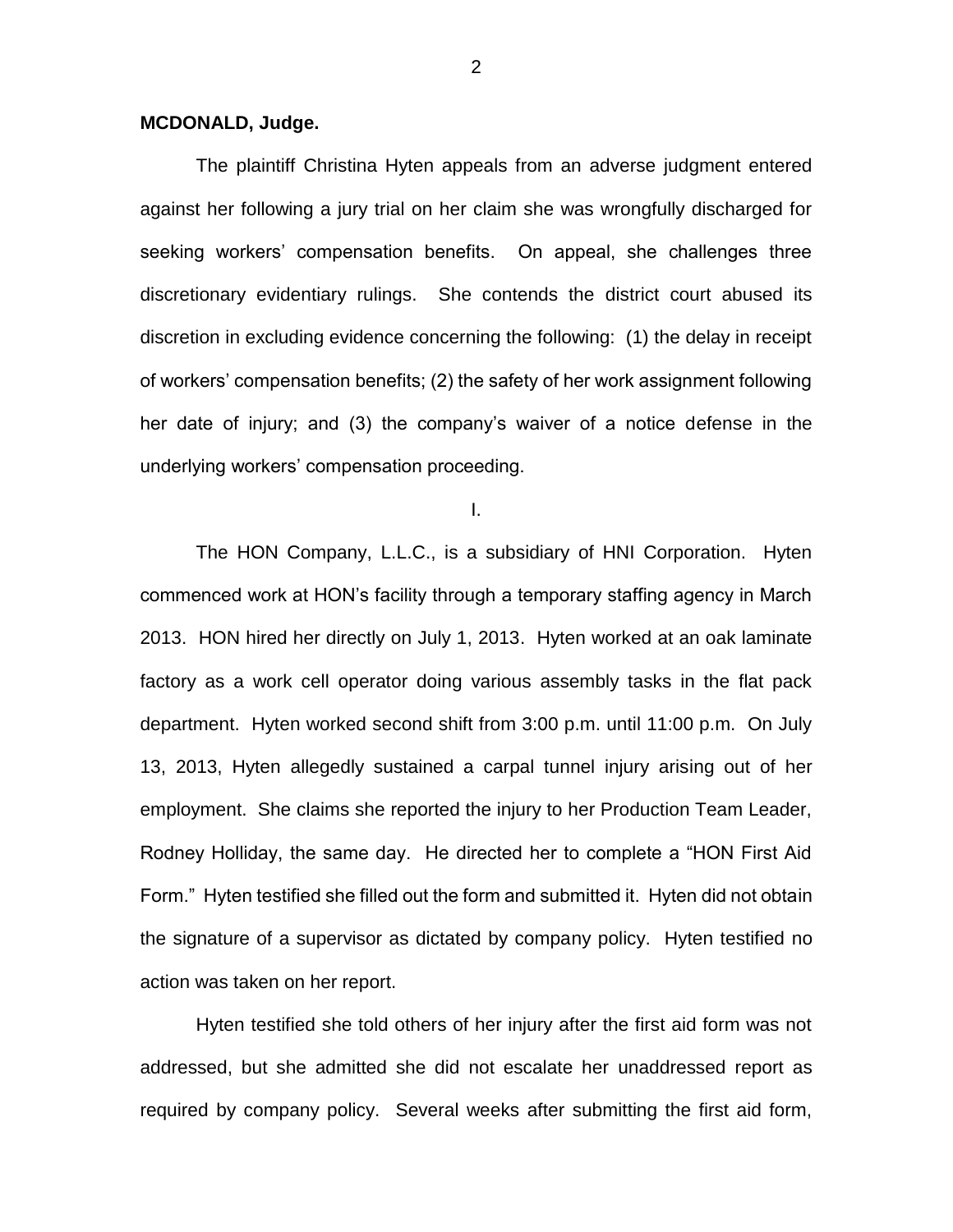**MCDONALD, Judge.**

The plaintiff Christina Hyten appeals from an adverse judgment entered against her following a jury trial on her claim she was wrongfully discharged for seeking workers' compensation benefits. On appeal, she challenges three discretionary evidentiary rulings. She contends the district court abused its discretion in excluding evidence concerning the following: (1) the delay in receipt of workers' compensation benefits; (2) the safety of her work assignment following her date of injury; and (3) the company's waiver of a notice defense in the underlying workers' compensation proceeding.

I.

The HON Company, L.L.C., is a subsidiary of HNI Corporation. Hyten commenced work at HON's facility through a temporary staffing agency in March 2013. HON hired her directly on July 1, 2013. Hyten worked at an oak laminate factory as a work cell operator doing various assembly tasks in the flat pack department. Hyten worked second shift from 3:00 p.m. until 11:00 p.m. On July 13, 2013, Hyten allegedly sustained a carpal tunnel injury arising out of her employment. She claims she reported the injury to her Production Team Leader, Rodney Holliday, the same day. He directed her to complete a "HON First Aid Form." Hyten testified she filled out the form and submitted it. Hyten did not obtain the signature of a supervisor as dictated by company policy. Hyten testified no action was taken on her report.

Hyten testified she told others of her injury after the first aid form was not addressed, but she admitted she did not escalate her unaddressed report as required by company policy. Several weeks after submitting the first aid form,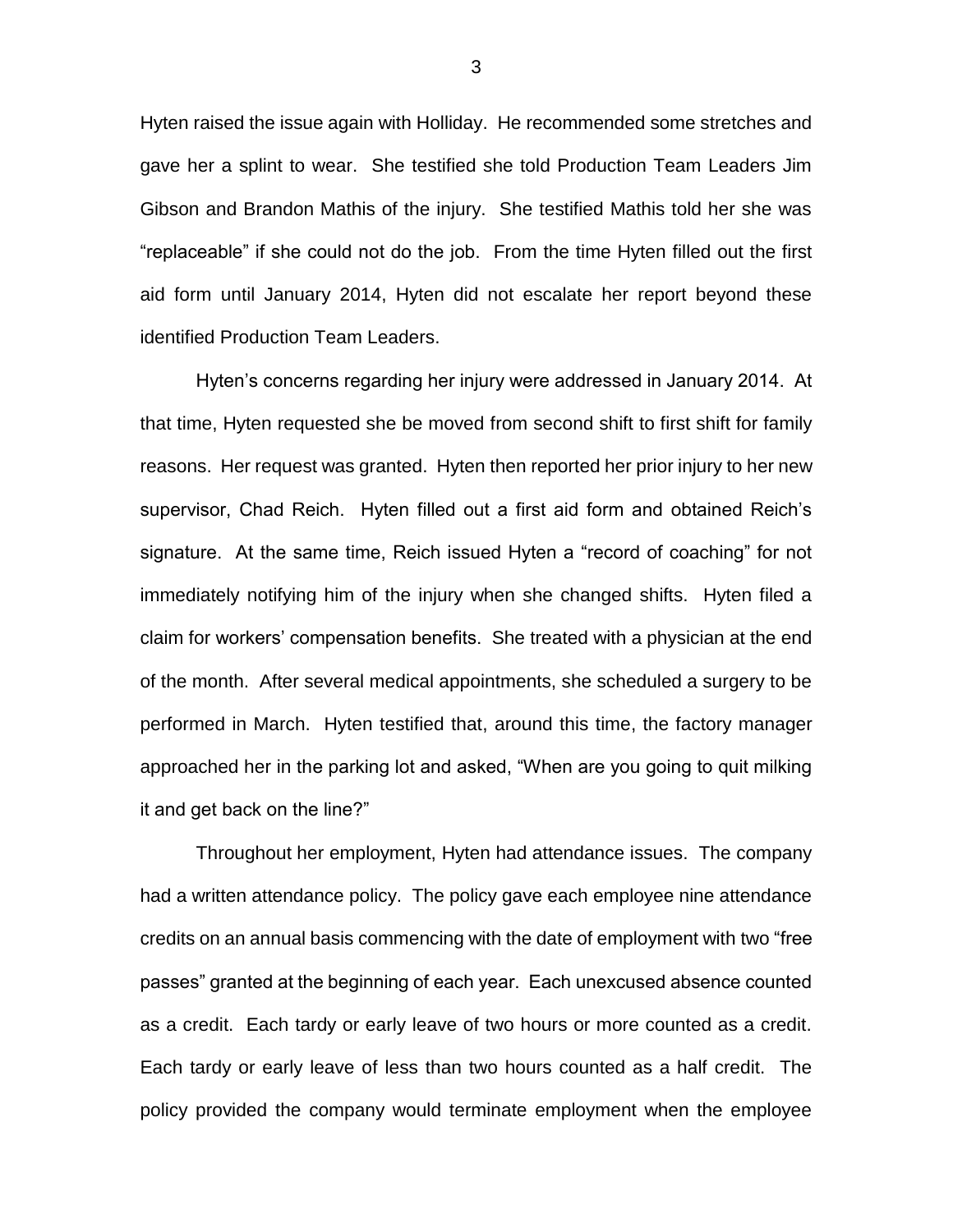Hyten raised the issue again with Holliday. He recommended some stretches and gave her a splint to wear. She testified she told Production Team Leaders Jim Gibson and Brandon Mathis of the injury. She testified Mathis told her she was "replaceable" if she could not do the job. From the time Hyten filled out the first aid form until January 2014, Hyten did not escalate her report beyond these identified Production Team Leaders.

Hyten's concerns regarding her injury were addressed in January 2014. At that time, Hyten requested she be moved from second shift to first shift for family reasons. Her request was granted. Hyten then reported her prior injury to her new supervisor, Chad Reich. Hyten filled out a first aid form and obtained Reich's signature. At the same time, Reich issued Hyten a "record of coaching" for not immediately notifying him of the injury when she changed shifts. Hyten filed a claim for workers' compensation benefits. She treated with a physician at the end of the month. After several medical appointments, she scheduled a surgery to be performed in March. Hyten testified that, around this time, the factory manager approached her in the parking lot and asked, "When are you going to quit milking it and get back on the line?"

Throughout her employment, Hyten had attendance issues. The company had a written attendance policy. The policy gave each employee nine attendance credits on an annual basis commencing with the date of employment with two "free passes" granted at the beginning of each year. Each unexcused absence counted as a credit. Each tardy or early leave of two hours or more counted as a credit. Each tardy or early leave of less than two hours counted as a half credit. The policy provided the company would terminate employment when the employee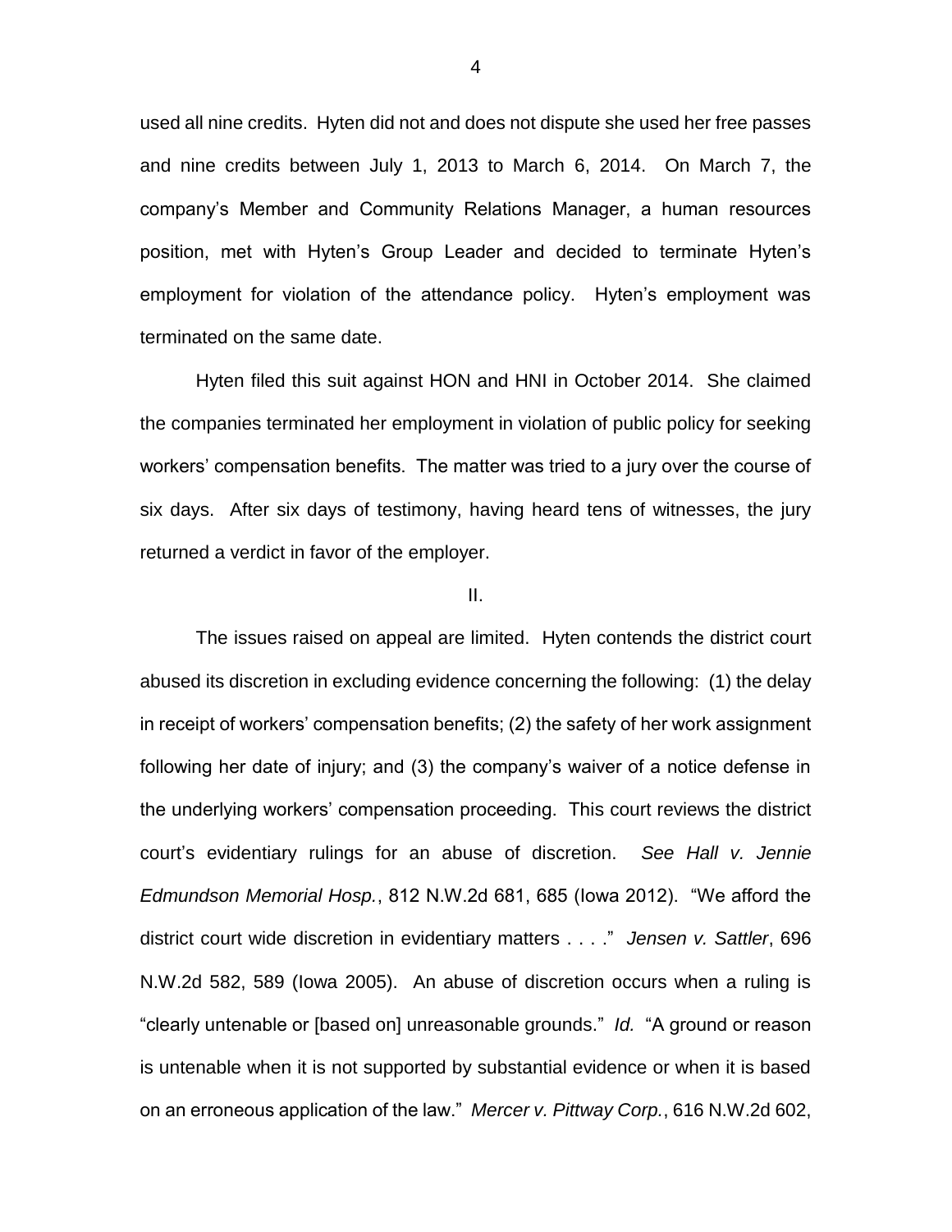used all nine credits. Hyten did not and does not dispute she used her free passes and nine credits between July 1, 2013 to March 6, 2014. On March 7, the company's Member and Community Relations Manager, a human resources position, met with Hyten's Group Leader and decided to terminate Hyten's employment for violation of the attendance policy. Hyten's employment was terminated on the same date.

Hyten filed this suit against HON and HNI in October 2014. She claimed the companies terminated her employment in violation of public policy for seeking workers' compensation benefits. The matter was tried to a jury over the course of six days. After six days of testimony, having heard tens of witnesses, the jury returned a verdict in favor of the employer.

II.

The issues raised on appeal are limited. Hyten contends the district court abused its discretion in excluding evidence concerning the following: (1) the delay in receipt of workers' compensation benefits; (2) the safety of her work assignment following her date of injury; and (3) the company's waiver of a notice defense in the underlying workers' compensation proceeding. This court reviews the district court's evidentiary rulings for an abuse of discretion. *See Hall v. Jennie Edmundson Memorial Hosp.*, 812 N.W.2d 681, 685 (Iowa 2012). "We afford the district court wide discretion in evidentiary matters . . . ." *Jensen v. Sattler*, 696 N.W.2d 582, 589 (Iowa 2005). An abuse of discretion occurs when a ruling is "clearly untenable or [based on] unreasonable grounds." *Id.* "A ground or reason is untenable when it is not supported by substantial evidence or when it is based on an erroneous application of the law." *Mercer v. Pittway Corp.*, 616 N.W.2d 602,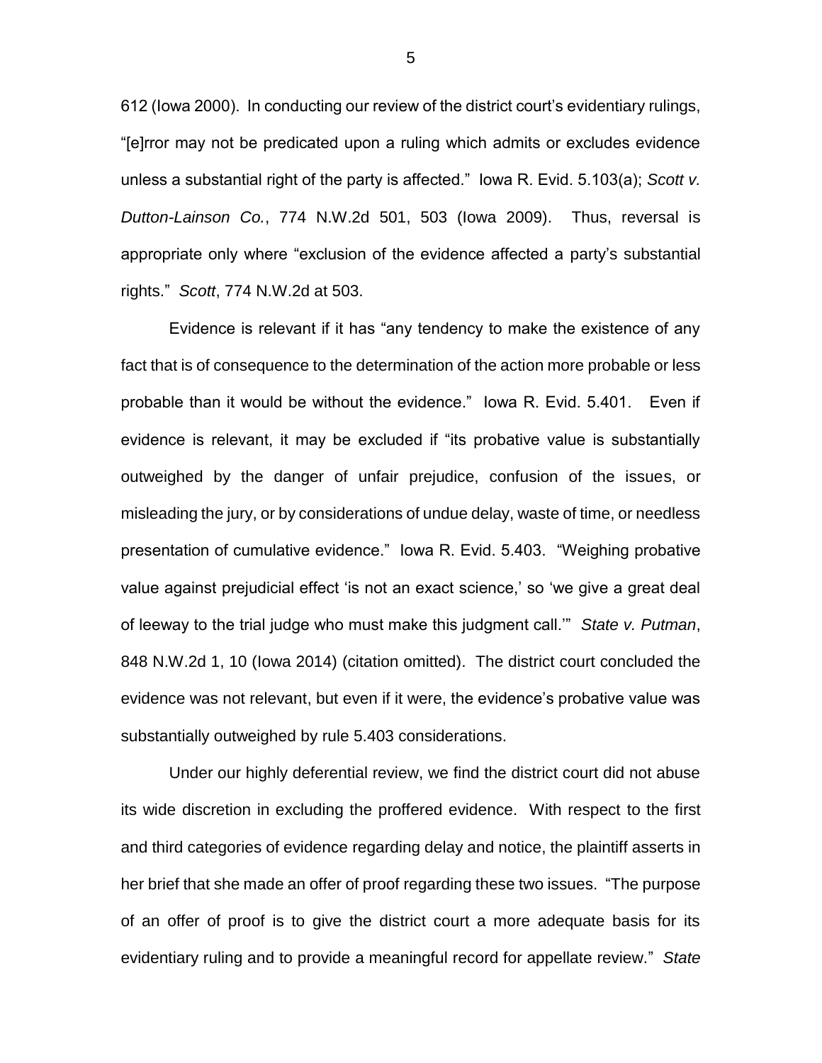612 (Iowa 2000). In conducting our review of the district court's evidentiary rulings, "[e]rror may not be predicated upon a ruling which admits or excludes evidence unless a substantial right of the party is affected." Iowa R. Evid. 5.103(a); *Scott v. Dutton-Lainson Co.*, 774 N.W.2d 501, 503 (Iowa 2009). Thus, reversal is appropriate only where "exclusion of the evidence affected a party's substantial rights." *Scott*, 774 N.W.2d at 503.

Evidence is relevant if it has "any tendency to make the existence of any fact that is of consequence to the determination of the action more probable or less probable than it would be without the evidence." Iowa R. Evid. 5.401. Even if evidence is relevant, it may be excluded if "its probative value is substantially outweighed by the danger of unfair prejudice, confusion of the issues, or misleading the jury, or by considerations of undue delay, waste of time, or needless presentation of cumulative evidence." Iowa R. Evid. 5.403. "Weighing probative value against prejudicial effect 'is not an exact science,' so 'we give a great deal of leeway to the trial judge who must make this judgment call.'" *State v. Putman*, 848 N.W.2d 1, 10 (Iowa 2014) (citation omitted). The district court concluded the evidence was not relevant, but even if it were, the evidence's probative value was substantially outweighed by rule 5.403 considerations.

Under our highly deferential review, we find the district court did not abuse its wide discretion in excluding the proffered evidence. With respect to the first and third categories of evidence regarding delay and notice, the plaintiff asserts in her brief that she made an offer of proof regarding these two issues. "The purpose of an offer of proof is to give the district court a more adequate basis for its evidentiary ruling and to provide a meaningful record for appellate review." *State*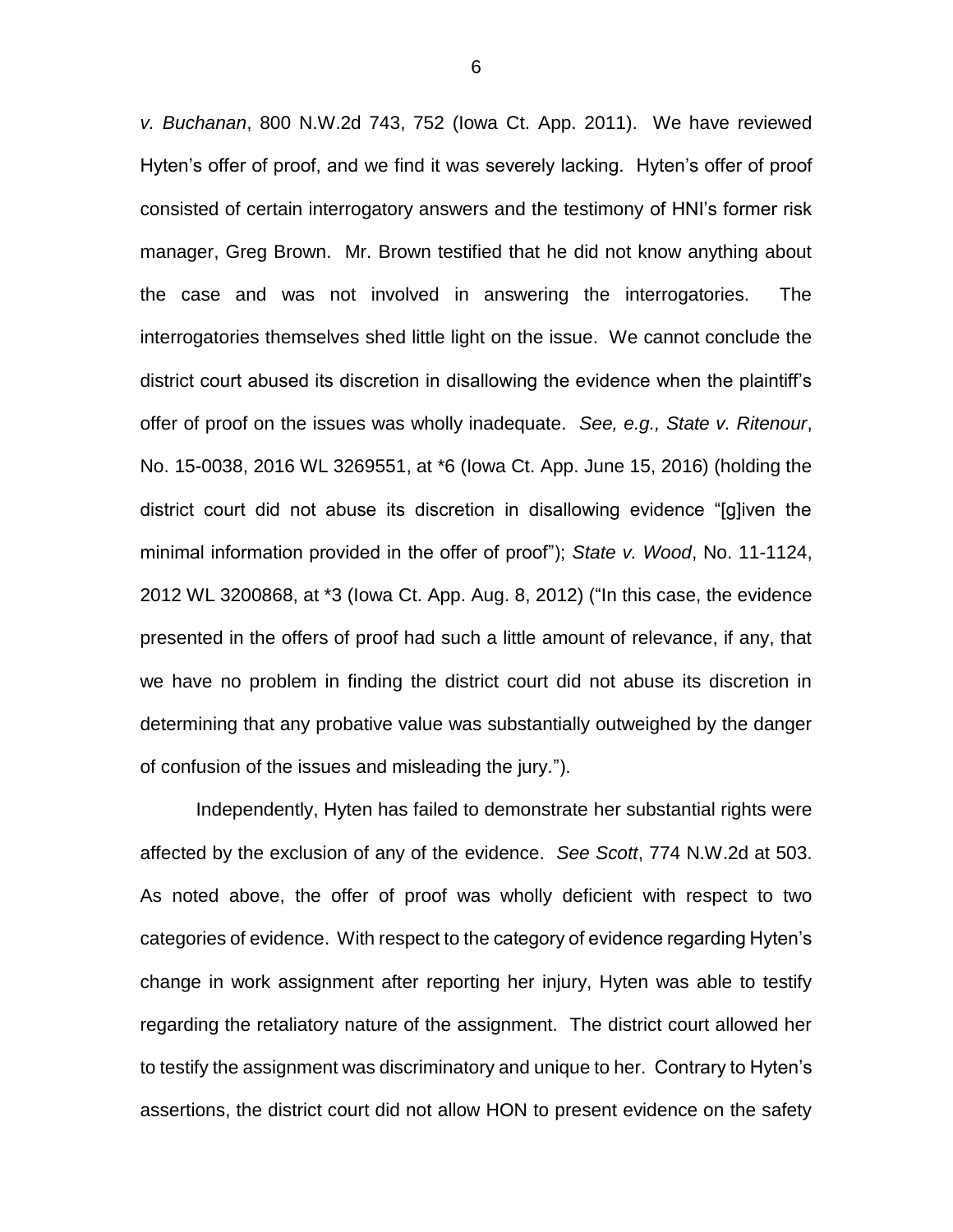*v. Buchanan*, 800 N.W.2d 743, 752 (Iowa Ct. App. 2011). We have reviewed Hyten's offer of proof, and we find it was severely lacking. Hyten's offer of proof consisted of certain interrogatory answers and the testimony of HNI's former risk manager, Greg Brown. Mr. Brown testified that he did not know anything about the case and was not involved in answering the interrogatories. The interrogatories themselves shed little light on the issue. We cannot conclude the district court abused its discretion in disallowing the evidence when the plaintiff's offer of proof on the issues was wholly inadequate. *See, e.g., State v. Ritenour*, No. 15-0038, 2016 WL 3269551, at *6 (Iowa Ct. App. June 15, 2016) (holding the district court did not abuse its discretion in disallowing evidence "[g]iven the minimal information provided in the offer of proof"); *State v. Wood*, No. 11-1124, 2012 WL 3200868, at *3 (Iowa Ct. App. Aug. 8, 2012) ("In this case, the evidence presented in the offers of proof had such a little amount of relevance, if any, that we have no problem in finding the district court did not abuse its discretion in determining that any probative value was substantially outweighed by the danger of confusion of the issues and misleading the jury.").

Independently, Hyten has failed to demonstrate her substantial rights were affected by the exclusion of any of the evidence. *See Scott*, 774 N.W.2d at 503. As noted above, the offer of proof was wholly deficient with respect to two categories of evidence. With respect to the category of evidence regarding Hyten's change in work assignment after reporting her injury, Hyten was able to testify regarding the retaliatory nature of the assignment. The district court allowed her to testify the assignment was discriminatory and unique to her. Contrary to Hyten's assertions, the district court did not allow HON to present evidence on the safety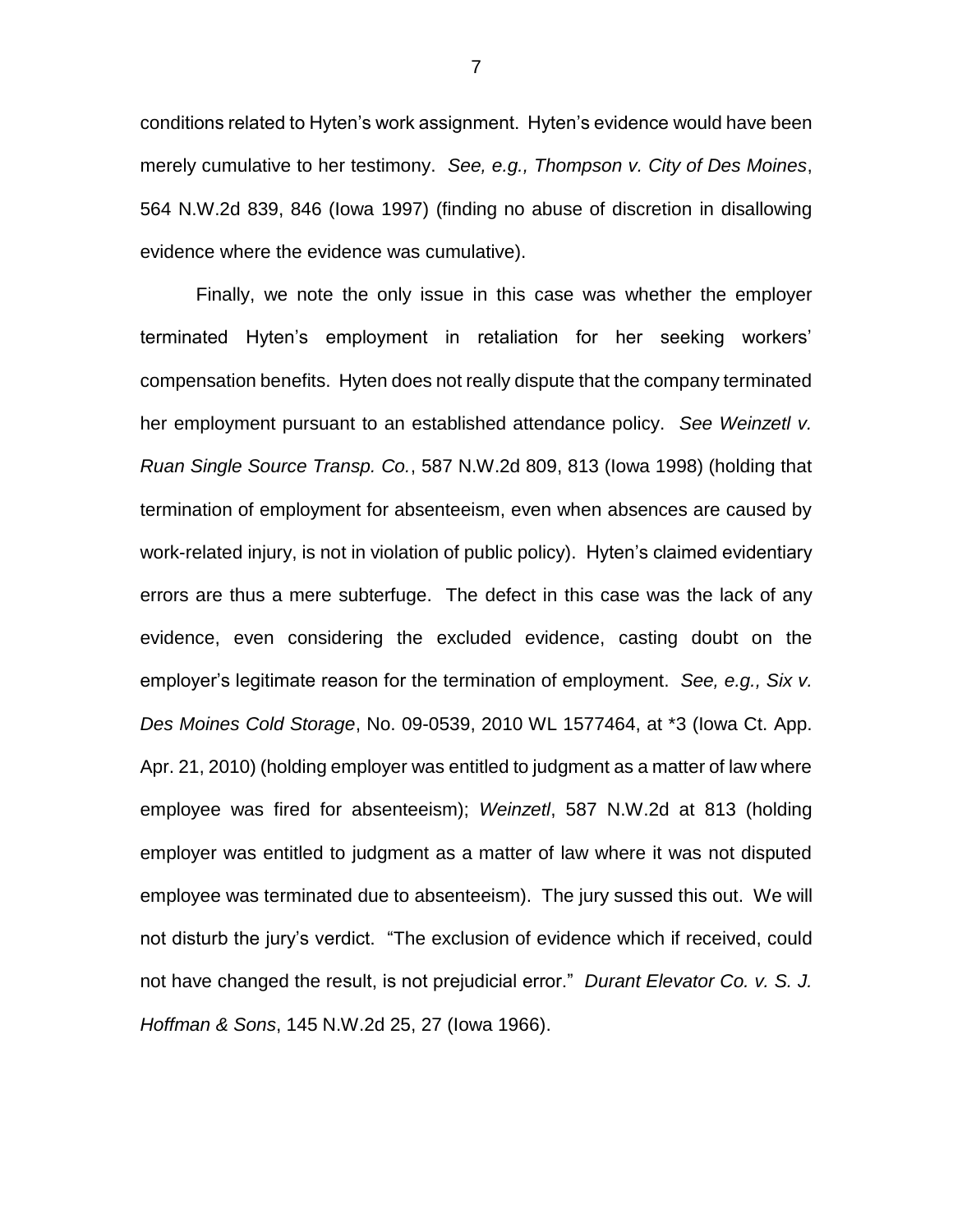conditions related to Hyten's work assignment. Hyten's evidence would have been merely cumulative to her testimony. *See, e.g., Thompson v. City of Des Moines*, 564 N.W.2d 839, 846 (Iowa 1997) (finding no abuse of discretion in disallowing evidence where the evidence was cumulative).

Finally, we note the only issue in this case was whether the employer terminated Hyten's employment in retaliation for her seeking workers' compensation benefits. Hyten does not really dispute that the company terminated her employment pursuant to an established attendance policy. *See Weinzetl v. Ruan Single Source Transp. Co.*, 587 N.W.2d 809, 813 (Iowa 1998) (holding that termination of employment for absenteeism, even when absences are caused by work-related injury, is not in violation of public policy). Hyten's claimed evidentiary errors are thus a mere subterfuge. The defect in this case was the lack of any evidence, even considering the excluded evidence, casting doubt on the employer's legitimate reason for the termination of employment. *See, e.g., Six v. Des Moines Cold Storage*, No. 09-0539, 2010 WL 1577464, at *3 (Iowa Ct. App. Apr. 21, 2010) (holding employer was entitled to judgment as a matter of law where employee was fired for absenteeism); *Weinzetl*, 587 N.W.2d at 813 (holding employer was entitled to judgment as a matter of law where it was not disputed employee was terminated due to absenteeism). The jury sussed this out. We will not disturb the jury's verdict. "The exclusion of evidence which if received, could not have changed the result, is not prejudicial error." *Durant Elevator Co. v. S. J. Hoffman & Sons*, 145 N.W.2d 25, 27 (Iowa 1966).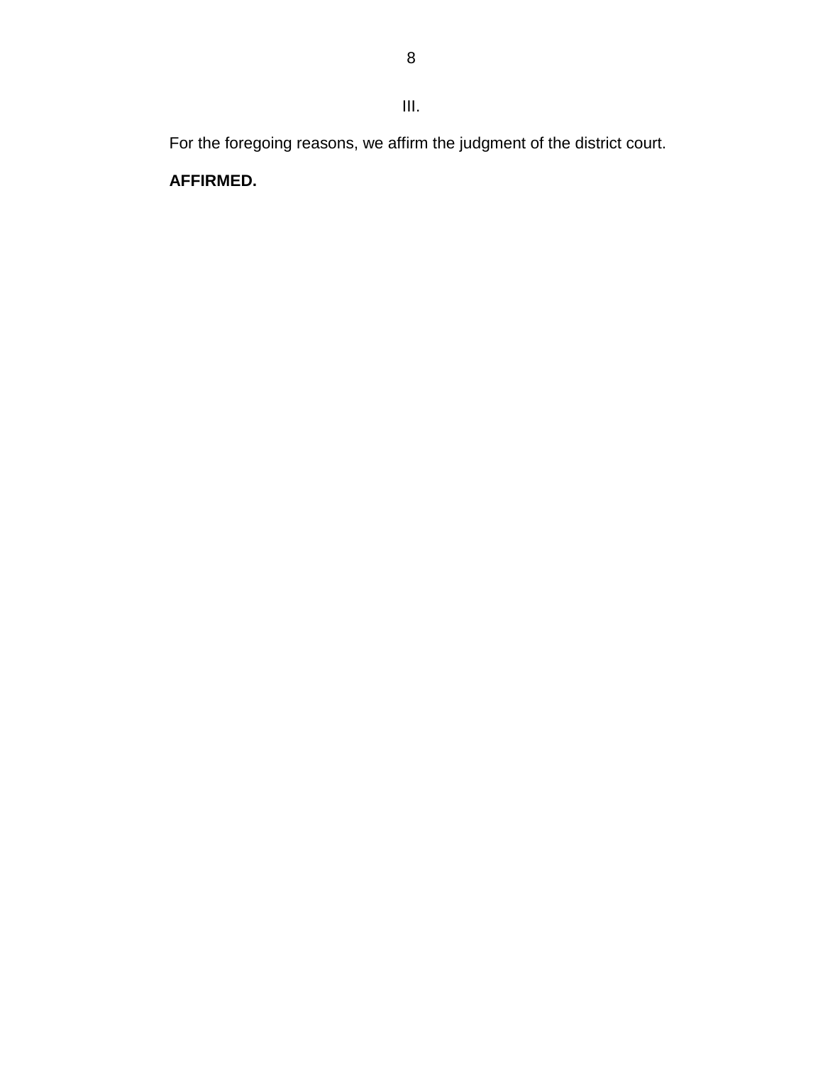## III.

For the foregoing reasons, we affirm the judgment of the district court.

**AFFIRMED.**